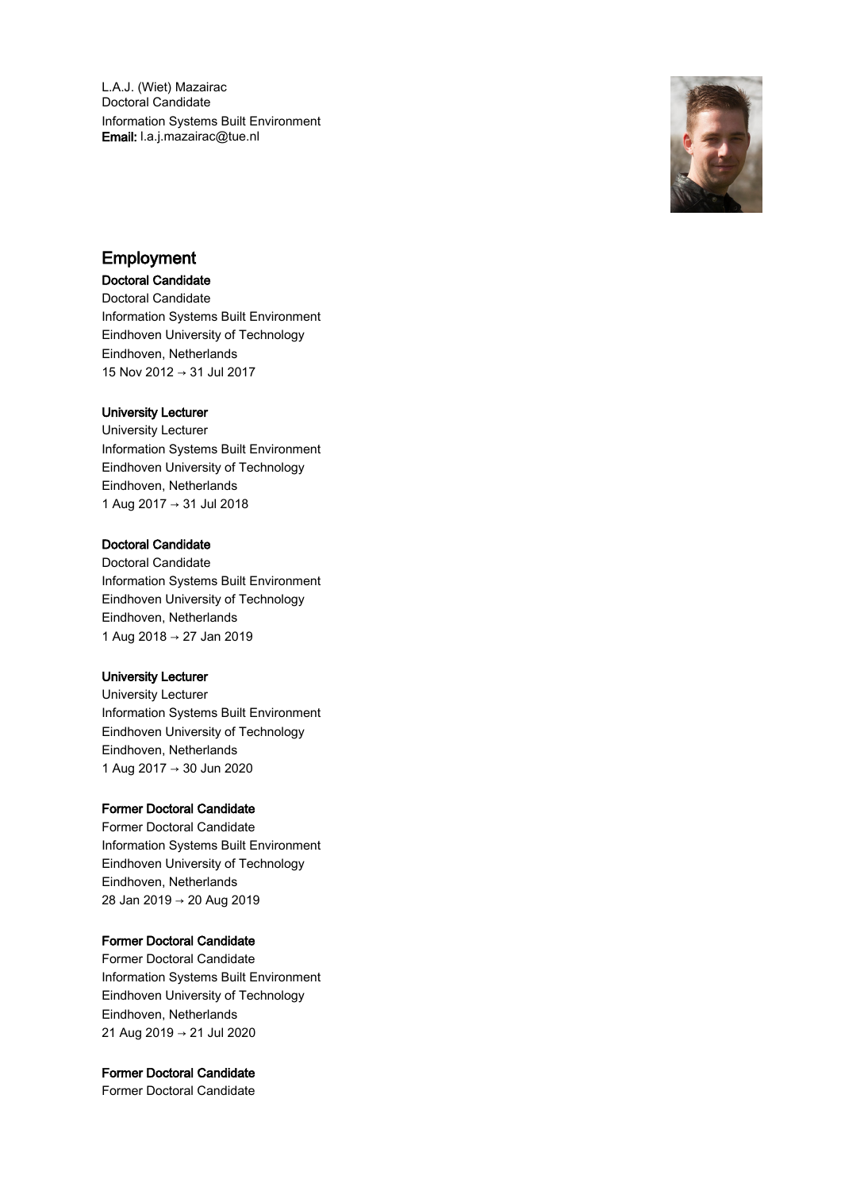L.A.J. (Wiet) Mazairac
Doctoral Candidate
Information Systems Built Environment
**Email:** l.a.j.mazairac@tue.nl

## Employment

**Doctoral Candidate**
Doctoral Candidate
Information Systems Built Environment
Eindhoven University of Technology
Eindhoven, Netherlands
15 Nov 2012 → 31 Jul 2017

**University Lecturer**
University Lecturer
Information Systems Built Environment
Eindhoven University of Technology
Eindhoven, Netherlands
1 Aug 2017 → 31 Jul 2018

**Doctoral Candidate**
Doctoral Candidate
Information Systems Built Environment
Eindhoven University of Technology
Eindhoven, Netherlands
1 Aug 2018 → 27 Jan 2019

**University Lecturer**
University Lecturer
Information Systems Built Environment
Eindhoven University of Technology
Eindhoven, Netherlands
1 Aug 2017 → 30 Jun 2020

**Former Doctoral Candidate**
Former Doctoral Candidate
Information Systems Built Environment
Eindhoven University of Technology
Eindhoven, Netherlands
28 Jan 2019 → 20 Aug 2019

**Former Doctoral Candidate**
Former Doctoral Candidate
Information Systems Built Environment
Eindhoven University of Technology
Eindhoven, Netherlands
21 Aug 2019 → 21 Jul 2020

**Former Doctoral Candidate**
Former Doctoral Candidate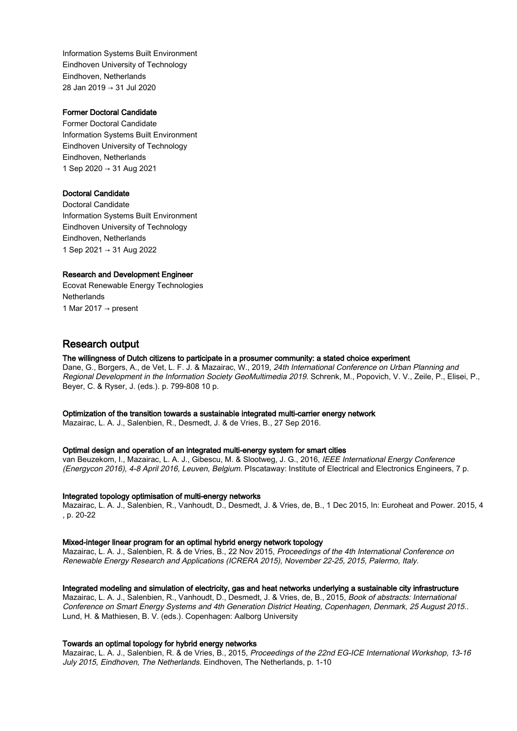Information Systems Built Environment
Eindhoven University of Technology
Eindhoven, Netherlands
28 Jan 2019 → 31 Jul 2020

#### Former Doctoral Candidate

Former Doctoral Candidate
Information Systems Built Environment
Eindhoven University of Technology
Eindhoven, Netherlands
1 Sep 2020 → 31 Aug 2021

#### Doctoral Candidate

Doctoral Candidate
Information Systems Built Environment
Eindhoven University of Technology
Eindhoven, Netherlands
1 Sep 2021 → 31 Aug 2022

#### Research and Development Engineer

Ecovat Renewable Energy Technologies
Netherlands
1 Mar 2017 → present

## Research output

#### The willingness of Dutch citizens to participate in a prosumer community: a stated choice experiment

Dane, G., Borgers, A., de Vet, L. F. J. & Mazairac, W., 2019, *24th International Conference on Urban Planning and Regional Development in the Information Society GeoMultimedia 2019.* Schrenk, M., Popovich, V. V., Zeile, P., Elisei, P., Beyer, C. & Ryser, J. (eds.). p. 799-808 10 p.

#### Optimization of the transition towards a sustainable integrated multi-carrier energy network

Mazairac, L. A. J., Salenbien, R., Desmedt, J. & de Vries, B., 27 Sep 2016.

#### Optimal design and operation of an integrated multi-energy system for smart cities

van Beuzekom, I., Mazairac, L. A. J., Gibescu, M. & Slootweg, J. G., 2016, *IEEE International Energy Conference (Energycon 2016), 4-8 April 2016, Leuven, Belgium.* PIscataway: Institute of Electrical and Electronics Engineers, 7 p.

#### Integrated topology optimisation of multi-energy networks

Mazairac, L. A. J., Salenbien, R., Vanhoudt, D., Desmedt, J. & Vries, de, B., 1 Dec 2015, In: Euroheat and Power. 2015, 4 , p. 20-22

#### Mixed-integer linear program for an optimal hybrid energy network topology

Mazairac, L. A. J., Salenbien, R. & de Vries, B., 22 Nov 2015, *Proceedings of the 4th International Conference on Renewable Energy Research and Applications (ICRERA 2015), November 22-25, 2015, Palermo, Italy.*

#### Integrated modeling and simulation of electricity, gas and heat networks underlying a sustainable city infrastructure

Mazairac, L. A. J., Salenbien, R., Vanhoudt, D., Desmedt, J. & Vries, de, B., 2015, *Book of abstracts: International Conference on Smart Energy Systems and 4th Generation District Heating, Copenhagen, Denmark, 25 August 2015..* Lund, H. & Mathiesen, B. V. (eds.). Copenhagen: Aalborg University

#### Towards an optimal topology for hybrid energy networks

Mazairac, L. A. J., Salenbien, R. & de Vries, B., 2015, *Proceedings of the 22nd EG-ICE International Workshop, 13-16 July 2015, Eindhoven, The Netherlands.* Eindhoven, The Netherlands, p. 1-10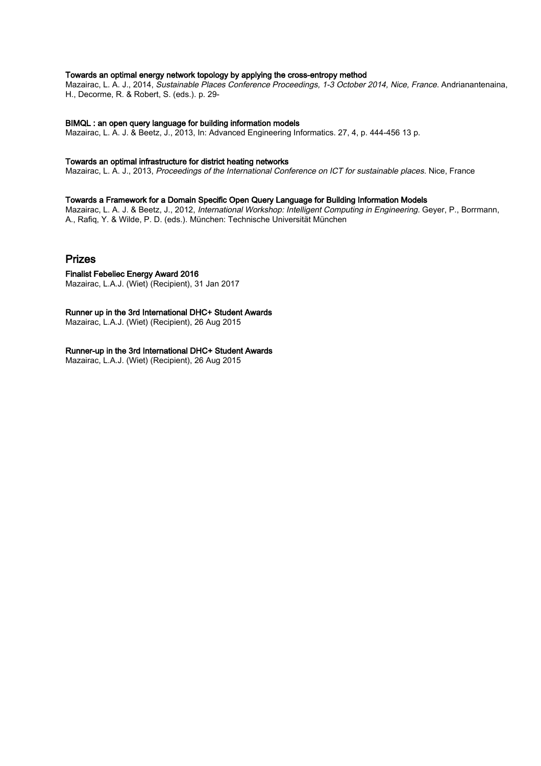**Towards an optimal energy network topology by applying the cross-entropy method**
Mazairac, L. A. J., 2014, *Sustainable Places Conference Proceedings, 1-3 October 2014, Nice, France.* Andrianantenaina, H., Decorme, R. & Robert, S. (eds.). p. 29-

**BIMQL : an open query language for building information models**
Mazairac, L. A. J. & Beetz, J., 2013, In: Advanced Engineering Informatics. 27, 4, p. 444-456 13 p.

**Towards an optimal infrastructure for district heating networks**
Mazairac, L. A. J., 2013, *Proceedings of the International Conference on ICT for sustainable places.* Nice, France

**Towards a Framework for a Domain Specific Open Query Language for Building Information Models**
Mazairac, L. A. J. & Beetz, J., 2012, *International Workshop: Intelligent Computing in Engineering.* Geyer, P., Borrmann, A., Rafiq, Y. & Wilde, P. D. (eds.). München: Technische Universität München

## Prizes

**Finalist Febeliec Energy Award 2016**
Mazairac, L.A.J. (Wiet) (Recipient), 31 Jan 2017

**Runner up in the 3rd International DHC+ Student Awards**
Mazairac, L.A.J. (Wiet) (Recipient), 26 Aug 2015

**Runner-up in the 3rd International DHC+ Student Awards**
Mazairac, L.A.J. (Wiet) (Recipient), 26 Aug 2015